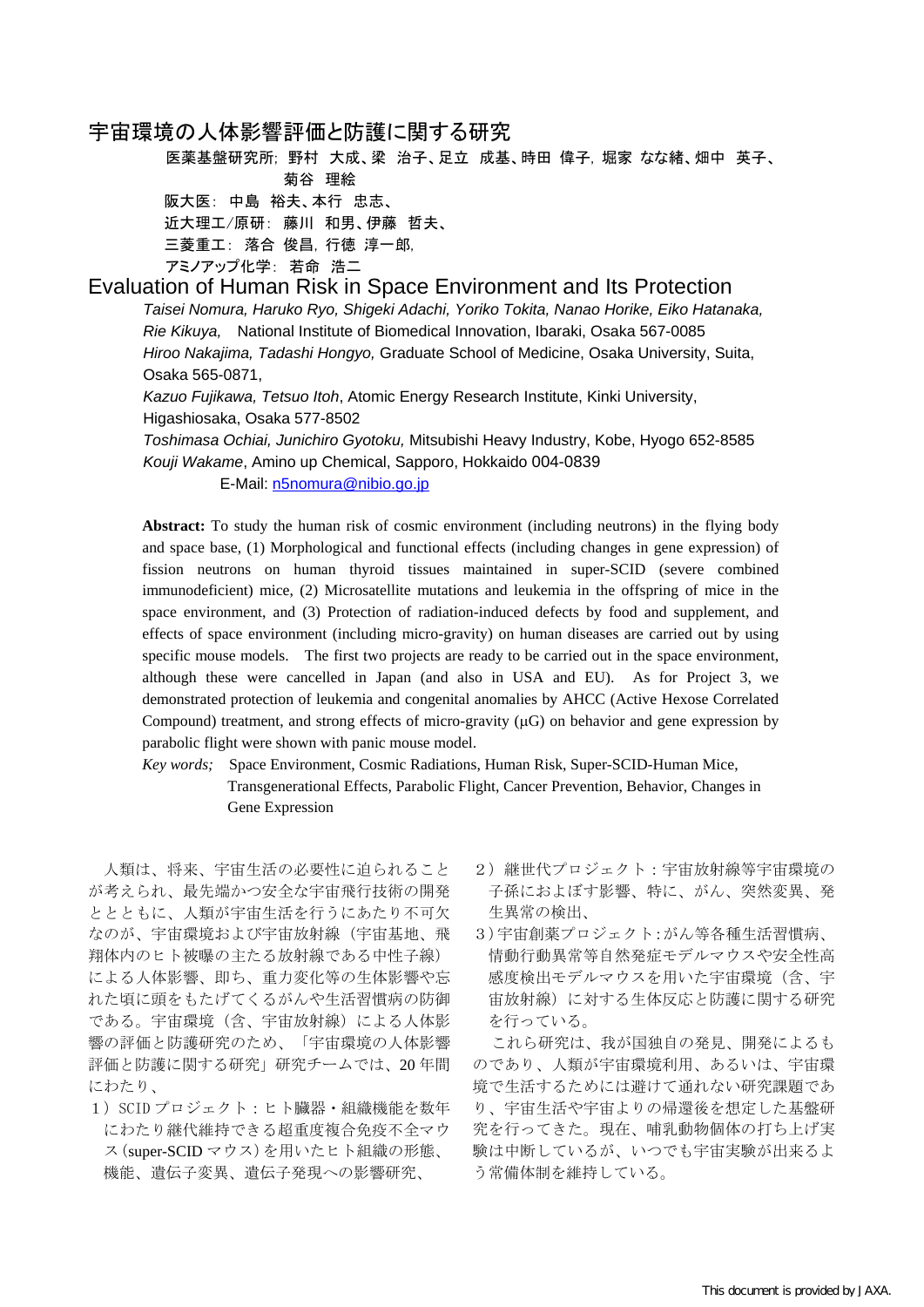# 宇宙環境の人体影響評価と防護に関する研究

医薬基盤研究所; 野村　大成、梁　治子、足立　成基、時田　偉子，堀家　なな緒、畑中　英子、菊谷　理絵

阪大医：中島　裕夫、本行　忠志、

近大理工/原研：藤川　和男、伊藤　哲夫、

三菱重工：落合　俊昌，行徳　淳一郎，

アミノアップ化学：若命　浩二

# Evaluation of Human Risk in Space Environment and Its Protection

*Taisei Nomura, Haruko Ryo, Shigeki Adachi, Yoriko Tokita, Nanao Horike, Eiko Hatanaka, Rie Kikuya,* National Institute of Biomedical Innovation, Ibaraki, Osaka 567-0085

*Hiroo Nakajima, Tadashi Hongyo,* Graduate School of Medicine, Osaka University, Suita, Osaka 565-0871,

*Kazuo Fujikawa, Tetsuo Itoh*, Atomic Energy Research Institute, Kinki University, Higashiosaka, Osaka 577-8502

*Toshimasa Ochiai, Junichiro Gyotoku,* Mitsubishi Heavy Industry, Kobe, Hyogo 652-8585

*Kouji Wakame*, Amino up Chemical, Sapporo, Hokkaido 004-0839

E-Mail: n5nomura@nibio.go.jp

**Abstract:** To study the human risk of cosmic environment (including neutrons) in the flying body and space base, (1) Morphological and functional effects (including changes in gene expression) of fission neutrons on human thyroid tissues maintained in super-SCID (severe combined immunodeficient) mice, (2) Microsatellite mutations and leukemia in the offspring of mice in the space environment, and (3) Protection of radiation-induced defects by food and supplement, and effects of space environment (including micro-gravity) on human diseases are carried out by using specific mouse models. The first two projects are ready to be carried out in the space environment, although these were cancelled in Japan (and also in USA and EU). As for Project 3, we demonstrated protection of leukemia and congenital anomalies by AHCC (Active Hexose Correlated Compound) treatment, and strong effects of micro-gravity (μG) on behavior and gene expression by parabolic flight were shown with panic mouse model.

*Key words;* Space Environment, Cosmic Radiations, Human Risk, Super-SCID-Human Mice, Transgenerational Effects, Parabolic Flight, Cancer Prevention, Behavior, Changes in Gene Expression

人類は、将来、宇宙生活の必要性に迫られることが考えられ、最先端かつ安全な宇宙飛行技術の開発とととともに、人類が宇宙生活を行うにあたり不可欠なのが、宇宙環境および宇宙放射線（宇宙基地、飛翔体内のヒト被曝の主たる放射線である中性子線）による人体影響、即ち、重力変化等の生体影響や忘れた頃に頭をもたげてくるがんや生活習慣病の防御である。宇宙環境（含、宇宙放射線）による人体影響の評価と防護研究のため、「宇宙環境の人体影響評価と防護に関する研究」研究チームでは、20 年間にわたり、

1）SCID プロジェクト：ヒト臓器・組織機能を数年にわたり継代維持できる超重度複合免疫不全マウス（super-SCID マウス）を用いたヒト組織の形態、機能、遺伝子変異、遺伝子発現への影響研究、

2）継世代プロジェクト：宇宙放射線等宇宙環境の子孫におよぼす影響、特に、がん、突然変異、発生異常の検出、

3）宇宙創薬プロジェクト：がん等各種生活習慣病、情動行動異常等自然発症モデルマウスや安全性高感度検出モデルマウスを用いた宇宙環境（含、宇宙放射線）に対する生体反応と防護に関する研究を行っている。

これら研究は、我が国独自の発見、開発によるものであり、人類が宇宙環境利用、あるいは、宇宙環境で生活するためには避けて通れない研究課題であり、宇宙生活や宇宙よりの帰還後を想定した基盤研究を行ってきた。現在、哺乳動物個体の打ち上げ実験は中断しているが、いつでも宇宙実験が出来るよう常備体制を維持している。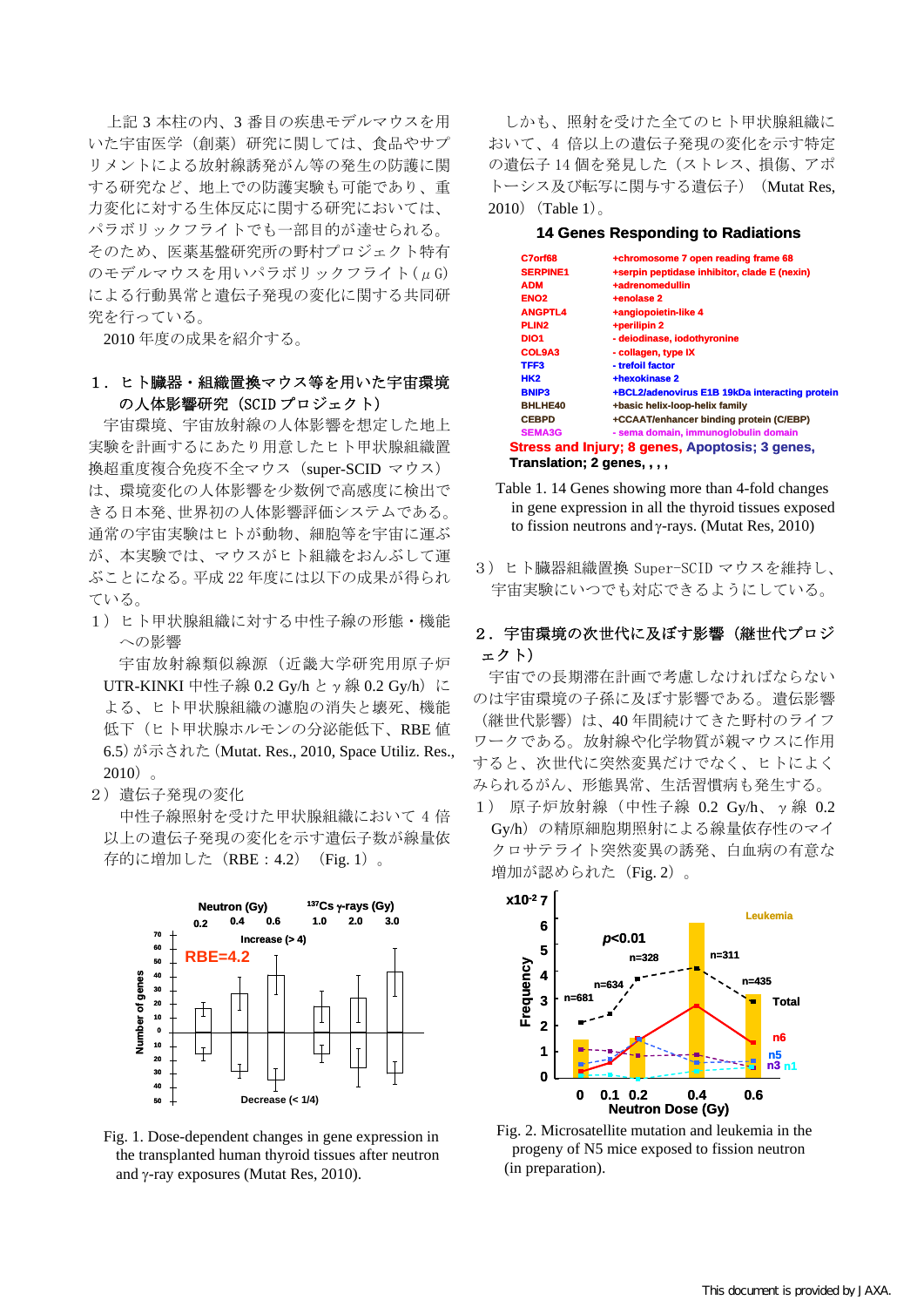上記 3 本柱の内、3 番目の疾患モデルマウスを用いた宇宙医学（創薬）研究に関しては、食品やサプリメントによる放射線誘発がん等の発生の防護に関する研究など、地上での防護実験も可能であり、重力変化に対する生体反応に関する研究においては、パラボリックフライトでも一部目的が達せられる。そのため、医薬基盤研究所の野村プロジェクト特有のモデルマウスを用いパラボリックフライト（μG）による行動異常と遺伝子発現の変化に関する共同研究を行っている。

2010 年度の成果を紹介する。

## 1．ヒト臓器・組織置換マウス等を用いた宇宙環境の人体影響研究（SCID プロジェクト）

宇宙環境、宇宙放射線の人体影響を想定した地上実験を計画するにあたり用意したヒト甲状腺組織置換超重度複合免疫不全マウス（super-SCID マウス）は、環境変化の人体影響を少数例で高感度に検出できる日本発、世界初の人体影響評価システムである。通常の宇宙実験はヒトが動物、細胞等を宇宙に運ぶが、本実験では、マウスがヒト組織をおんぶして運ぶことになる。平成 22 年度には以下の成果が得られている。

1）ヒト甲状腺組織に対する中性子線の形態・機能への影響

宇宙放射線類似線源（近畿大学研究用原子炉 UTR-KINKI 中性子線 0.2 Gy/h と γ 線 0.2 Gy/h）による、ヒト甲状腺組織の濾胞の消失と壊死、機能低下（ヒト甲状腺ホルモンの分泌能低下、RBE 値 6.5）が示された（Mutat. Res., 2010, Space Utiliz. Res., 2010）。

2）遺伝子発現の変化

中性子線照射を受けた甲状腺組織において 4 倍以上の遺伝子発現の変化を示す遺伝子数が線量依存的に増加した（RBE：4.2）（Fig. 1）。

Fig. 1. Dose-dependent changes in gene expression in the transplanted human thyroid tissues after neutron and γ-ray exposures (Mutat Res, 2010).

しかも、照射を受けた全てのヒト甲状腺組織において、4 倍以上の遺伝子発現の変化を示す特定の遺伝子 14 個を発見した（ストレス、損傷、アポトーシス及び転写に関与する遺伝子）（Mutat Res, 2010）（Table 1）。

**14 Genes Responding to Radiations**

| Gene | Description |
|---|---|
| C7orf68 | +chromosome 7 open reading frame 68 |
| SERPINE1 | +serpin peptidase inhibitor, clade E (nexin) |
| ADM | +adrenomedullin |
| ENO2 | +enolase 2 |
| ANGPTL4 | +angiopoietin-like 4 |
| PLIN2 | +perilipin 2 |
| DIO1 | - deiodinase, iodothyronine |
| COL9A3 | - collagen, type IX |
| TFF3 | - trefoil factor |
| HK2 | +hexokinase 2 |
| BNIP3 | +BCL2/adenovirus E1B 19kDa interacting protein |
| BHLHE40 | +basic helix-loop-helix family |
| CEBPD | +CCAAT/enhancer binding protein (C/EBP) |
| SEMA3G | - sema domain, immunoglobulin domain |

**Stress and Injury; 8 genes, Apoptosis; 3 genes, Translation; 2 genes, , , ,**

Table 1. 14 Genes showing more than 4-fold changes in gene expression in all the thyroid tissues exposed to fission neutrons and γ-rays. (Mutat Res, 2010)

3）ヒト臓器組織置換 Super-SCID マウスを維持し、宇宙実験にいつでも対応できるようにしている。

## 2．宇宙環境の次世代に及ぼす影響（継世代プロジェクト）

宇宙での長期滞在計画で考慮しなければならないのは宇宙環境の子孫に及ぼす影響である。遺伝影響（継世代影響）は、40 年間続けてきた野村のライフワークである。放射線や化学物質が親マウスに作用すると、次世代に突然変異だけでなく、ヒトによくみられるがん、形態異常、生活習慣病も発生する。

1）原子炉放射線（中性子線 0.2 Gy/h、γ 線 0.2 Gy/h）の精原細胞期照射による線量依存性のマイクロサテライト突然変異の誘発、白血病の有意な増加が認められた（Fig. 2）。

Fig. 2. Microsatellite mutation and leukemia in the progeny of N5 mice exposed to fission neutron (in preparation).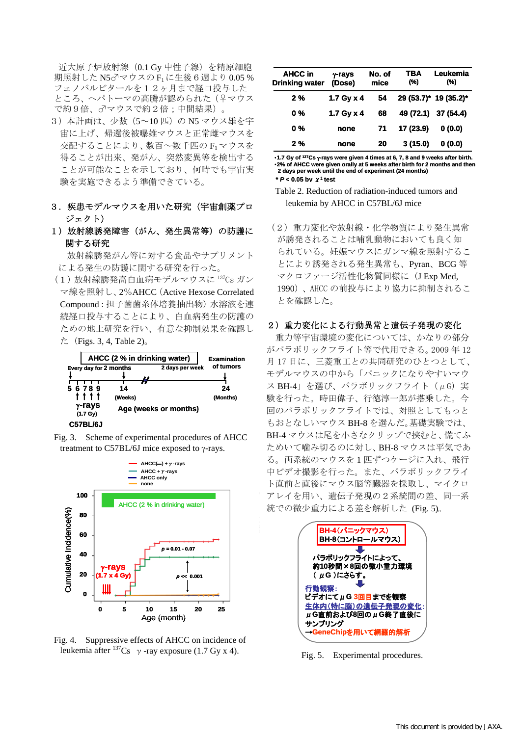近大原子炉放射線（0.1 Gy 中性子線）を精原細胞期照射した N5♂マウスの $F_1$ に生後６週より 0.05 % フェノバルビタールを１２ヶ月まで経口投与したところ、ヘパトーマの高騰が認められた（♀マウスで約９倍、♂マウスで約２倍；中間結果）。

3）本計画は、少数（5〜10 匹）の N5 マウス雄を宇宙に上げ、帰還後被曝雄マウスと正常雌マウスを交配することにより、数百〜数千匹の $F_1$ マウスを得ることが出来、発がん、突然変異等を検出することが可能なことを示しており、何時でも宇宙実験を実施できるよう準備できている。

## 3．疾患モデルマウスを用いた研究（宇宙創薬プロジェクト）

### 1）放射線誘発障害（がん、発生異常等）の防護に関する研究

放射線誘発がん等に対する食品やサプリメントによる発生の防護に関する研究を行った。

（1）放射線誘発高白血病モデルマウスに $^{137}Cs$ ガンマ線を照射し、2%AHCC（Active Hexose Correlated Compound : 担子菌菌糸体培養抽出物）水溶液を連続経口投与することにより、白血病発生の防護のための地上研究を行い、有意な抑制効果を確認した（Figs. 3, 4, Table 2)。

Fig. 3.　Scheme of experimental procedures of AHCC treatment to C57BL/6J mice exposed to γ-rays.

Fig. 4.　Suppressive effects of AHCC on incidence of leukemia after $^{137}Cs$ γ -ray exposure (1.7 Gy x 4).

| AHCC in Drinking water | γ-rays (Dose) | No. of mice | TBA (%) | Leukemia (%) |
|---|---|---|---|---|
| 2 % | 1.7 Gy x 4 | 54 | 29 (53.7)* | 19 (35.2)* |
| 0 % | 1.7 Gy x 4 | 68 | 49 (72.1) | 37 (54.4) |
| 0 % | none | 71 | 17 (23.9) | 0 (0.0) |
| 2 % | none | 20 | 3 (15.0) | 0 (0.0) |

・1.7 Gy of $^{137}Cs$ γ-rays were given 4 times at 6, 7, 8 and 9 weeks after birth.
・2% of AHCC were given orally at 5 weeks after birth for 2 months and then 2 days per week until the end of experiment (24 months)
* $P < 0.05$ by $\chi^2$ test

Table 2. Reduction of radiation-induced tumors and leukemia by AHCC in C57BL/6J mice

（2）重力変化や放射線・化学物質により発生異常が誘発されることは哺乳動物においても良く知られている。妊娠マウスにガンマ線を照射することにより誘発される発生異常も、Pyran、BCG 等マクロファージ活性化物質同様に（J Exp Med, 1990）、AHCC の前投与により協力に抑制されることを確認した。

### 2）重力変化による行動異常と遺伝子発現の変化

重力等宇宙環境の変化については、かなりの部分がパラボリックフライト等で代用できる。2009 年 12 月 17 日に、三菱重工との共同研究のひとつとして、モデルマウスの中から「パニックになりやすいマウス BH-4」を選び、パラボリックフライト（μG）実験を行った。時田偉子、河徳淳一郎が搭乗した。今回のパラボリックフライトでは、対照としてもっともおとなしいマウス BH-8 を選んだ。基礎実験では、BH-4 マウスは尾を小さなクリップで挟むと、慌てふためいて噛み切るのに対し、BH-8 マウスは平気である。両系統のマウスを１匹ずつケージに入れ、飛行中ビデオ撮影を行った。また、パラボリックフライト直前と直後にマウス脳等臓器を採取し、マイクロアレイを用い、遺伝子発現の２系統間の差、同一系統での微少重力による差を解析した (Fig. 5)。

Fig. 5.　Experimental procedures.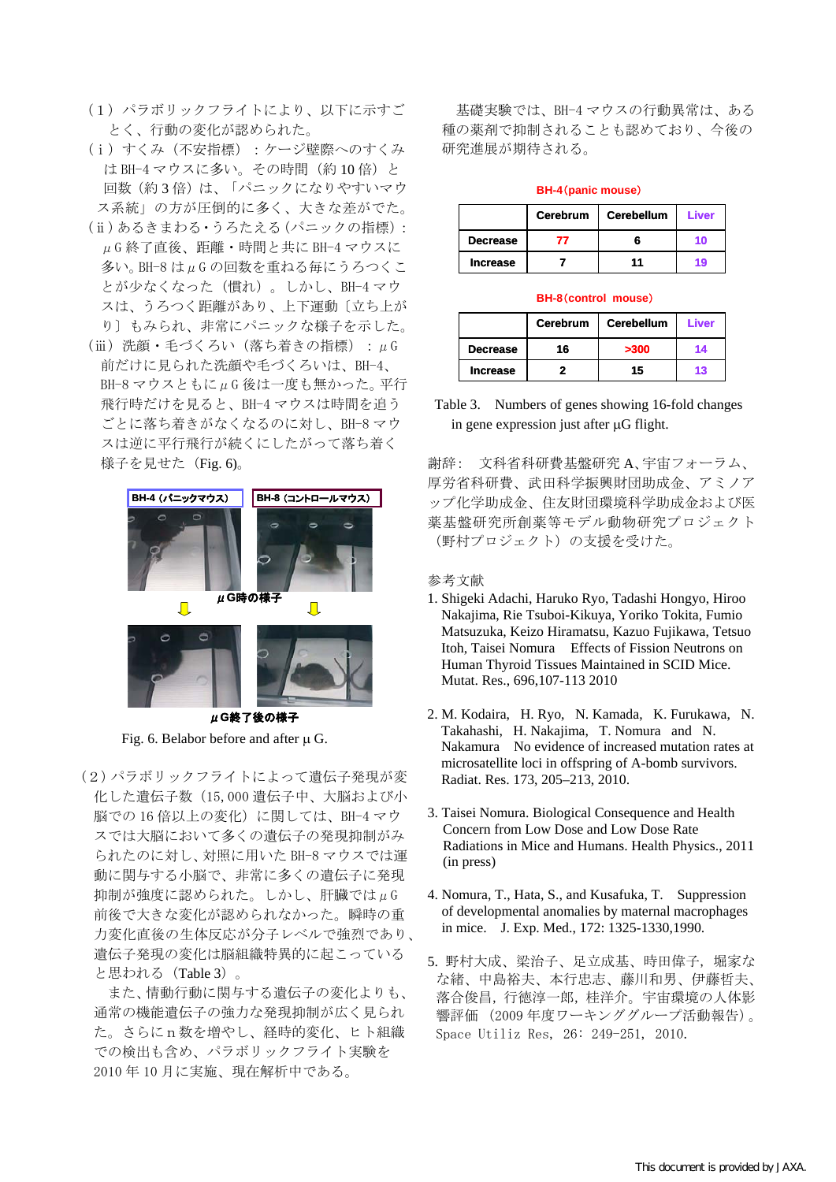（1）パラボリックフライトにより、以下に示すごとく、行動の変化が認められた。

（i）すくみ（不安指標）：ケージ壁際へのすくみはBH-4マウスに多い。その時間（約10倍）と回数（約3倍）は、「パニックになりやすいマウス系統」の方が圧倒的に多く、大きな差がでた。

（ii）あるきまわる・うろたえる（パニックの指標）：μG終了直後、距離・時間と共にBH-4マウスに多い。BH-8はμGの回数を重ねる毎にうろつくことが少なくなった（慣れ）。しかし、BH-4マウスは、うろつく距離があり、上下運動〔立ち上がり〕もみられ、非常にパニックな様子を示した。

（iii）洗顔・毛づくろい（落ち着きの指標）：μG前だけに見られた洗顔や毛づくろいは、BH-4、BH-8マウスともにμG後は一度も無かった。平行飛行時だけを見ると、BH-4マウスは時間を追うごとに落ち着きがなくなるのに対し、BH-8マウスは逆に平行飛行が続くにしたがって落ち着く様子を見せた（Fig. 6)。

BH-4（パニックマウス）

BH-8（コントロールマウス）

μG時の様子

μG終了後の様子

Fig. 6. Belabor before and after μ G.

（2）パラボリックフライトによって遺伝子発現が変化した遺伝子数（15,000遺伝子中、大脳および小脳での16倍以上の変化）に関しては、BH-4マウスでは大脳において多くの遺伝子の発現抑制がみられたのに対し、対照に用いたBH-8マウスでは運動に関与する小脳で、非常に多くの遺伝子に発現抑制が強度に認められた。しかし、肝臓ではμG前後で大きな変化が認められなかった。瞬時の重力変化直後の生体反応が分子レベルで強烈であり、遺伝子発現の変化は脳組織特異的に起こっていると思われる（Table 3）。

また、情動行動に関与する遺伝子の変化よりも、通常の機能遺伝子の強力な発現抑制が広くみられた。さらにn数を増やし、経時的変化、ヒト組織での検出も含め、パラボリックフライト実験を2010年10月に実施、現在解析中である。

基礎実験では、BH-4マウスの行動異常は、ある種の薬剤で抑制されることも認めており、今後の研究進展が期待される。

BH-4（panic mouse）

| | Cerebrum | Cerebellum | Liver |
|---|---|---|---|
| Decrease | 77 | 6 | 10 |
| Increase | 7 | 11 | 19 |

BH-8（control mouse）

| | Cerebrum | Cerebellum | Liver |
|---|---|---|---|
| Decrease | 16 | >300 | 14 |
| Increase | 2 | 15 | 13 |

Table 3. Numbers of genes showing 16-fold changes in gene expression just after μG flight.

謝辞： 文科省科研費基盤研究A、宇宙フォーラム、厚労省科研費、武田科学振興財団助成金、アミノアップ化学助成金、住友財団環境科学助成金および医薬基盤研究所創薬等モデル動物研究プロジェクト（野村プロジェクト）の支援を受けた。

参考文献

1. Shigeki Adachi, Haruko Ryo, Tadashi Hongyo, Hiroo Nakajima, Rie Tsuboi-Kikuya, Yoriko Tokita, Fumio Matsuzuka, Keizo Hiramatsu, Kazuo Fujikawa, Tetsuo Itoh, Taisei Nomura Effects of Fission Neutrons on Human Thyroid Tissues Maintained in SCID Mice. Mutat. Res., 696,107-113 2010

2. M. Kodaira, H. Ryo, N. Kamada, K. Furukawa, N. Takahashi, H. Nakajima, T. Nomura and N. Nakamura No evidence of increased mutation rates at microsatellite loci in offspring of A-bomb survivors. Radiat. Res. 173, 205–213, 2010.

3. Taisei Nomura. Biological Consequence and Health Concern from Low Dose and Low Dose Rate Radiations in Mice and Humans. Health Physics., 2011 (in press)

4. Nomura, T., Hata, S., and Kusafuka, T. Suppression of developmental anomalies by maternal macrophages in mice. J. Exp. Med., 172: 1325-1330,1990.

5. 野村大成、梁治子、足立成基、時田偉子，堀家なな緒、中島裕夫、本行忠志、藤川和男、伊藤哲夫、落合俊昌，行徳淳一郎，桂洋介。宇宙環境の人体影響評価（2009年度ワーキンググループ活動報告）。Space Utiliz Res, 26: 249-251, 2010.